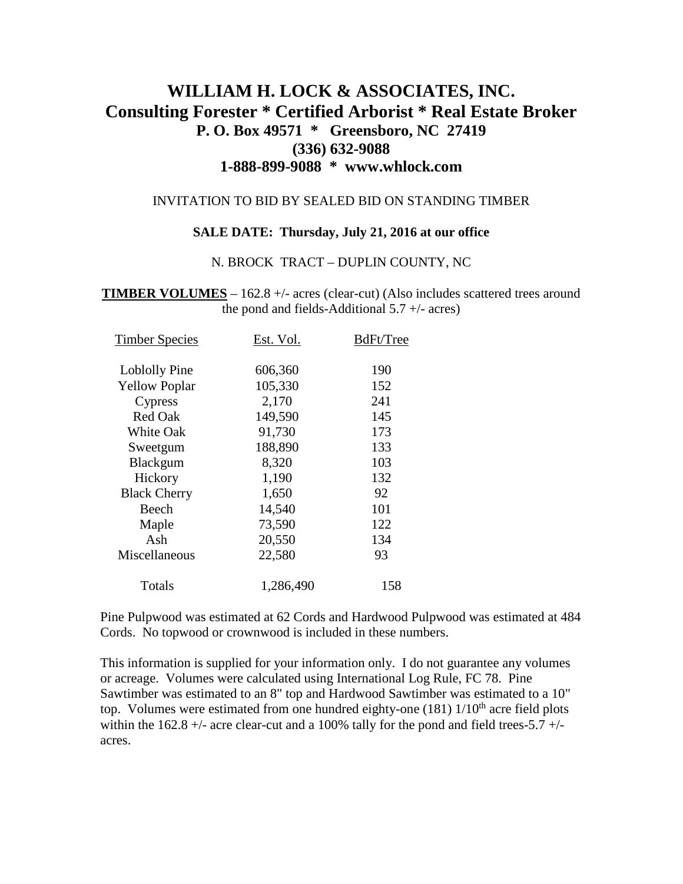# WILLIAM H. LOCK & ASSOCIATES, INC.

## Consulting Forester * Certified Arborist * Real Estate Broker

**P. O. Box 49571 * Greensboro, NC 27419**

**(336) 632-9088**

**1-888-899-9088 * www.whlock.com**

INVITATION TO BID BY SEALED BID ON STANDING TIMBER

**SALE DATE: Thursday, July 21, 2016 at our office**

N. BROCK TRACT – DUPLIN COUNTY, NC

**TIMBER VOLUMES** – 162.8 +/- acres (clear-cut) (Also includes scattered trees around the pond and fields-Additional 5.7 +/- acres)

| Timber Species | Est. Vol. | BdFt/Tree |
|---|---|---|
| Loblolly Pine | 606,360 | 190 |
| Yellow Poplar | 105,330 | 152 |
| Cypress | 2,170 | 241 |
| Red Oak | 149,590 | 145 |
| White Oak | 91,730 | 173 |
| Sweetgum | 188,890 | 133 |
| Blackgum | 8,320 | 103 |
| Hickory | 1,190 | 132 |
| Black Cherry | 1,650 | 92 |
| Beech | 14,540 | 101 |
| Maple | 73,590 | 122 |
| Ash | 20,550 | 134 |
| Miscellaneous | 22,580 | 93 |
| Totals | 1,286,490 | 158 |

Pine Pulpwood was estimated at 62 Cords and Hardwood Pulpwood was estimated at 484 Cords. No topwood or crownwood is included in these numbers.

This information is supplied for your information only. I do not guarantee any volumes or acreage. Volumes were calculated using International Log Rule, FC 78. Pine Sawtimber was estimated to an 8" top and Hardwood Sawtimber was estimated to a 10" top. Volumes were estimated from one hundred eighty-one (181) 1/10th acre field plots within the 162.8 +/- acre clear-cut and a 100% tally for the pond and field trees-5.7 +/- acres.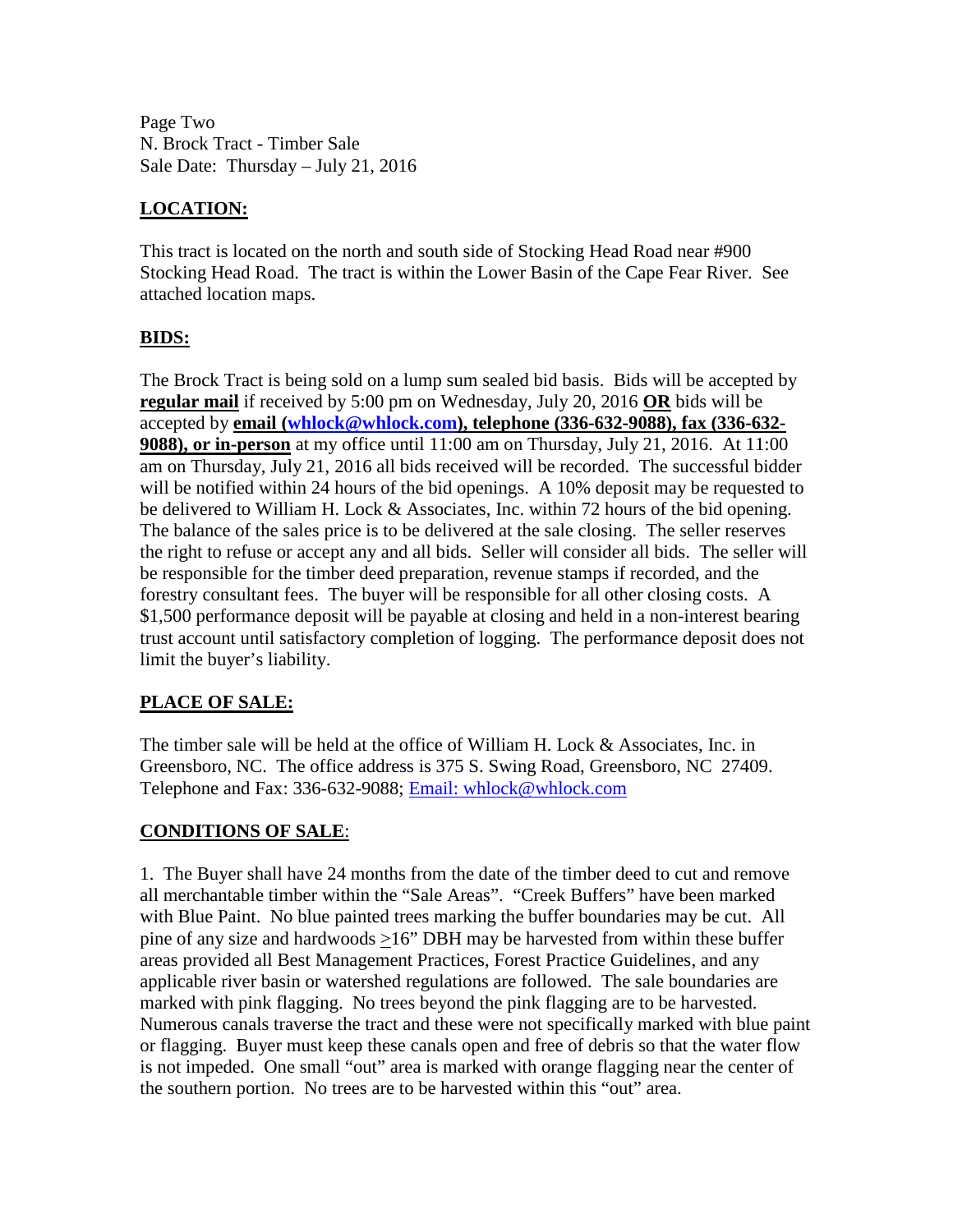Page Two
N. Brock Tract - Timber Sale
Sale Date: Thursday – July 21, 2016

## LOCATION:

This tract is located on the north and south side of Stocking Head Road near #900 Stocking Head Road. The tract is within the Lower Basin of the Cape Fear River. See attached location maps.

## BIDS:

The Brock Tract is being sold on a lump sum sealed bid basis. Bids will be accepted by **regular mail** if received by 5:00 pm on Wednesday, July 20, 2016 **OR** bids will be accepted by **email (whlock@whlock.com), telephone (336-632-9088), fax (336-632-9088), or in-person** at my office until 11:00 am on Thursday, July 21, 2016. At 11:00 am on Thursday, July 21, 2016 all bids received will be recorded. The successful bidder will be notified within 24 hours of the bid openings. A 10% deposit may be requested to be delivered to William H. Lock & Associates, Inc. within 72 hours of the bid opening. The balance of the sales price is to be delivered at the sale closing. The seller reserves the right to refuse or accept any and all bids. Seller will consider all bids. The seller will be responsible for the timber deed preparation, revenue stamps if recorded, and the forestry consultant fees. The buyer will be responsible for all other closing costs. A $1,500 performance deposit will be payable at closing and held in a non-interest bearing trust account until satisfactory completion of logging. The performance deposit does not limit the buyer's liability.

## PLACE OF SALE:

The timber sale will be held at the office of William H. Lock & Associates, Inc. in Greensboro, NC. The office address is 375 S. Swing Road, Greensboro, NC 27409. Telephone and Fax: 336-632-9088; Email: whlock@whlock.com

## CONDITIONS OF SALE:

1. The Buyer shall have 24 months from the date of the timber deed to cut and remove all merchantable timber within the "Sale Areas". "Creek Buffers" have been marked with Blue Paint. No blue painted trees marking the buffer boundaries may be cut. All pine of any size and hardwoods ≥16" DBH may be harvested from within these buffer areas provided all Best Management Practices, Forest Practice Guidelines, and any applicable river basin or watershed regulations are followed. The sale boundaries are marked with pink flagging. No trees beyond the pink flagging are to be harvested. Numerous canals traverse the tract and these were not specifically marked with blue paint or flagging. Buyer must keep these canals open and free of debris so that the water flow is not impeded. One small "out" area is marked with orange flagging near the center of the southern portion. No trees are to be harvested within this "out" area.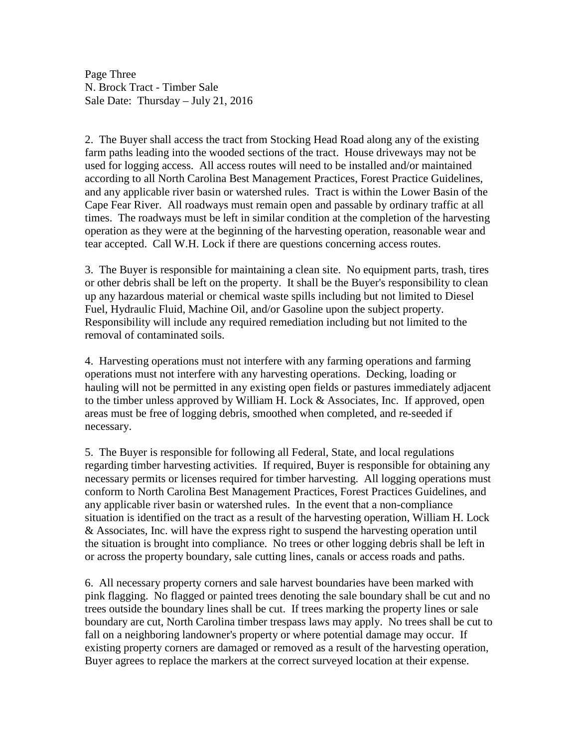2. The Buyer shall access the tract from Stocking Head Road along any of the existing farm paths leading into the wooded sections of the tract. House driveways may not be used for logging access. All access routes will need to be installed and/or maintained according to all North Carolina Best Management Practices, Forest Practice Guidelines, and any applicable river basin or watershed rules. Tract is within the Lower Basin of the Cape Fear River. All roadways must remain open and passable by ordinary traffic at all times. The roadways must be left in similar condition at the completion of the harvesting operation as they were at the beginning of the harvesting operation, reasonable wear and tear accepted. Call W.H. Lock if there are questions concerning access routes.

3. The Buyer is responsible for maintaining a clean site. No equipment parts, trash, tires or other debris shall be left on the property. It shall be the Buyer's responsibility to clean up any hazardous material or chemical waste spills including but not limited to Diesel Fuel, Hydraulic Fluid, Machine Oil, and/or Gasoline upon the subject property. Responsibility will include any required remediation including but not limited to the removal of contaminated soils.

4. Harvesting operations must not interfere with any farming operations and farming operations must not interfere with any harvesting operations. Decking, loading or hauling will not be permitted in any existing open fields or pastures immediately adjacent to the timber unless approved by William H. Lock & Associates, Inc. If approved, open areas must be free of logging debris, smoothed when completed, and re-seeded if necessary.

5. The Buyer is responsible for following all Federal, State, and local regulations regarding timber harvesting activities. If required, Buyer is responsible for obtaining any necessary permits or licenses required for timber harvesting. All logging operations must conform to North Carolina Best Management Practices, Forest Practices Guidelines, and any applicable river basin or watershed rules. In the event that a non-compliance situation is identified on the tract as a result of the harvesting operation, William H. Lock & Associates, Inc. will have the express right to suspend the harvesting operation until the situation is brought into compliance. No trees or other logging debris shall be left in or across the property boundary, sale cutting lines, canals or access roads and paths.

6. All necessary property corners and sale harvest boundaries have been marked with pink flagging. No flagged or painted trees denoting the sale boundary shall be cut and no trees outside the boundary lines shall be cut. If trees marking the property lines or sale boundary are cut, North Carolina timber trespass laws may apply. No trees shall be cut to fall on a neighboring landowner's property or where potential damage may occur. If existing property corners are damaged or removed as a result of the harvesting operation, Buyer agrees to replace the markers at the correct surveyed location at their expense.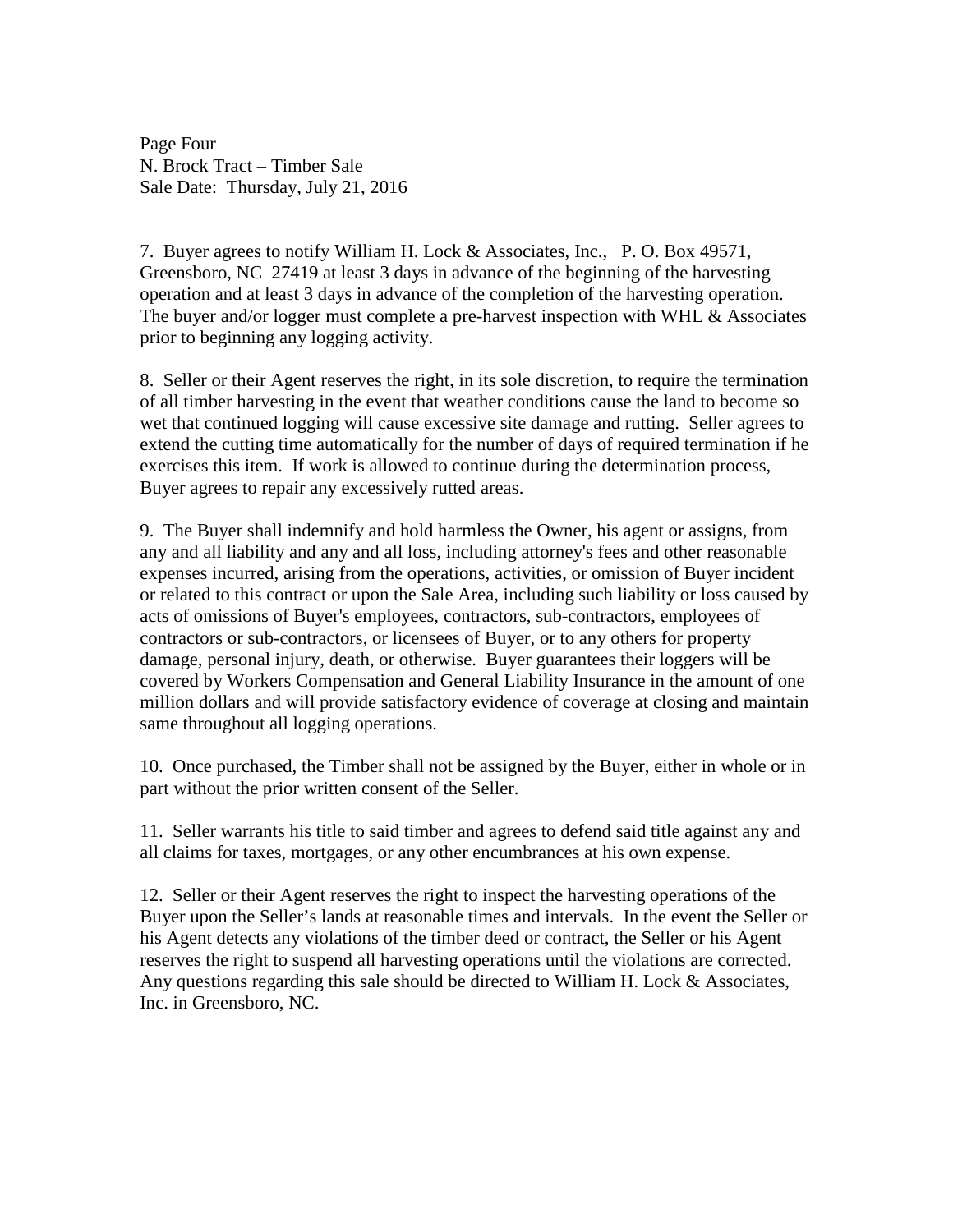7. Buyer agrees to notify William H. Lock & Associates, Inc., P. O. Box 49571, Greensboro, NC 27419 at least 3 days in advance of the beginning of the harvesting operation and at least 3 days in advance of the completion of the harvesting operation. The buyer and/or logger must complete a pre-harvest inspection with WHL & Associates prior to beginning any logging activity.

8. Seller or their Agent reserves the right, in its sole discretion, to require the termination of all timber harvesting in the event that weather conditions cause the land to become so wet that continued logging will cause excessive site damage and rutting. Seller agrees to extend the cutting time automatically for the number of days of required termination if he exercises this item. If work is allowed to continue during the determination process, Buyer agrees to repair any excessively rutted areas.

9. The Buyer shall indemnify and hold harmless the Owner, his agent or assigns, from any and all liability and any and all loss, including attorney's fees and other reasonable expenses incurred, arising from the operations, activities, or omission of Buyer incident or related to this contract or upon the Sale Area, including such liability or loss caused by acts of omissions of Buyer's employees, contractors, sub-contractors, employees of contractors or sub-contractors, or licensees of Buyer, or to any others for property damage, personal injury, death, or otherwise. Buyer guarantees their loggers will be covered by Workers Compensation and General Liability Insurance in the amount of one million dollars and will provide satisfactory evidence of coverage at closing and maintain same throughout all logging operations.

10. Once purchased, the Timber shall not be assigned by the Buyer, either in whole or in part without the prior written consent of the Seller.

11. Seller warrants his title to said timber and agrees to defend said title against any and all claims for taxes, mortgages, or any other encumbrances at his own expense.

12. Seller or their Agent reserves the right to inspect the harvesting operations of the Buyer upon the Seller's lands at reasonable times and intervals. In the event the Seller or his Agent detects any violations of the timber deed or contract, the Seller or his Agent reserves the right to suspend all harvesting operations until the violations are corrected. Any questions regarding this sale should be directed to William H. Lock & Associates, Inc. in Greensboro, NC.